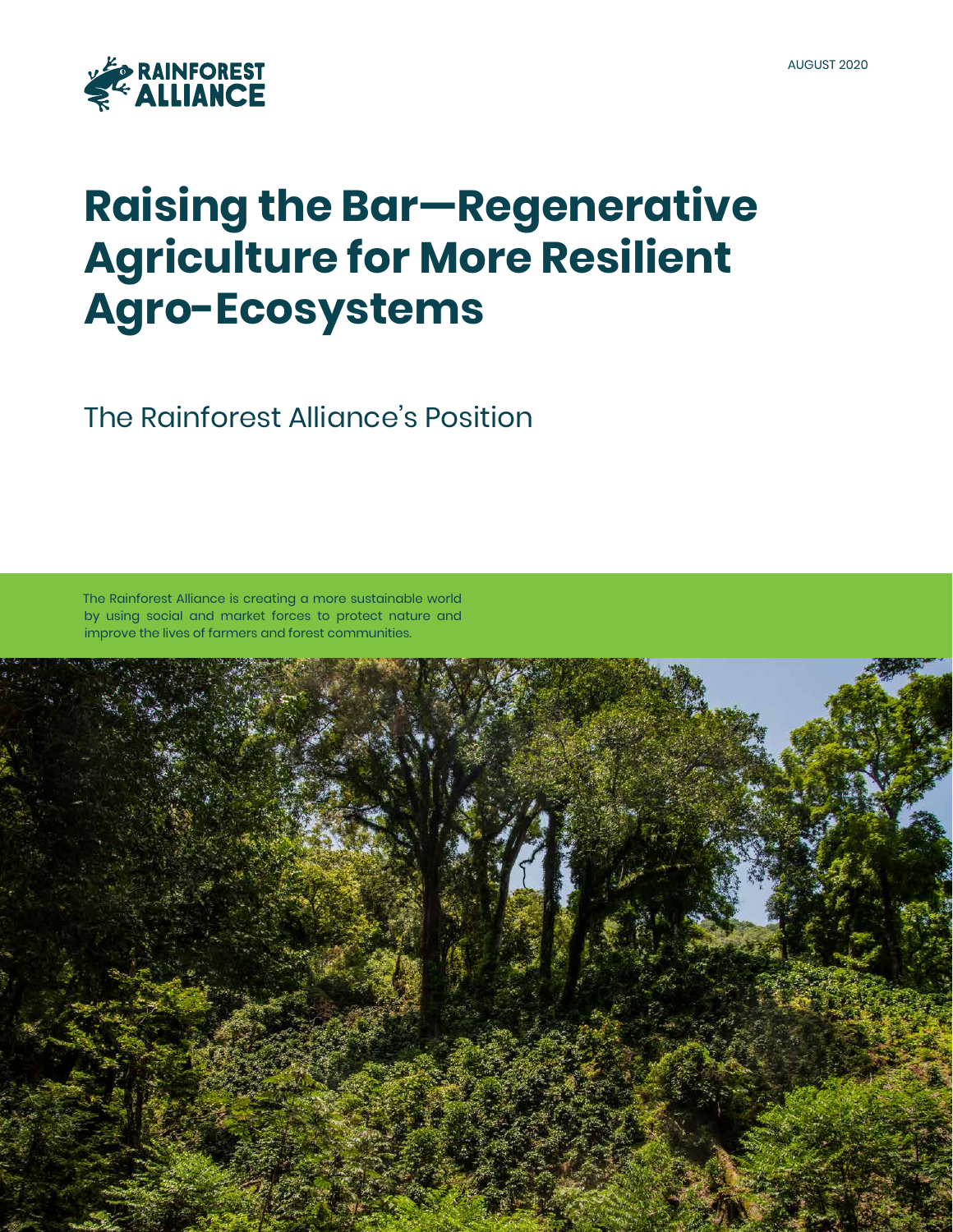RAINFOREST ALLIANCE

AUGUST 2020

# Raising the Bar—Regenerative Agriculture for More Resilient Agro-Ecosystems

## The Rainforest Alliance's Position

The Rainforest Alliance is creating a more sustainable world by using social and market forces to protect nature and improve the lives of farmers and forest communities.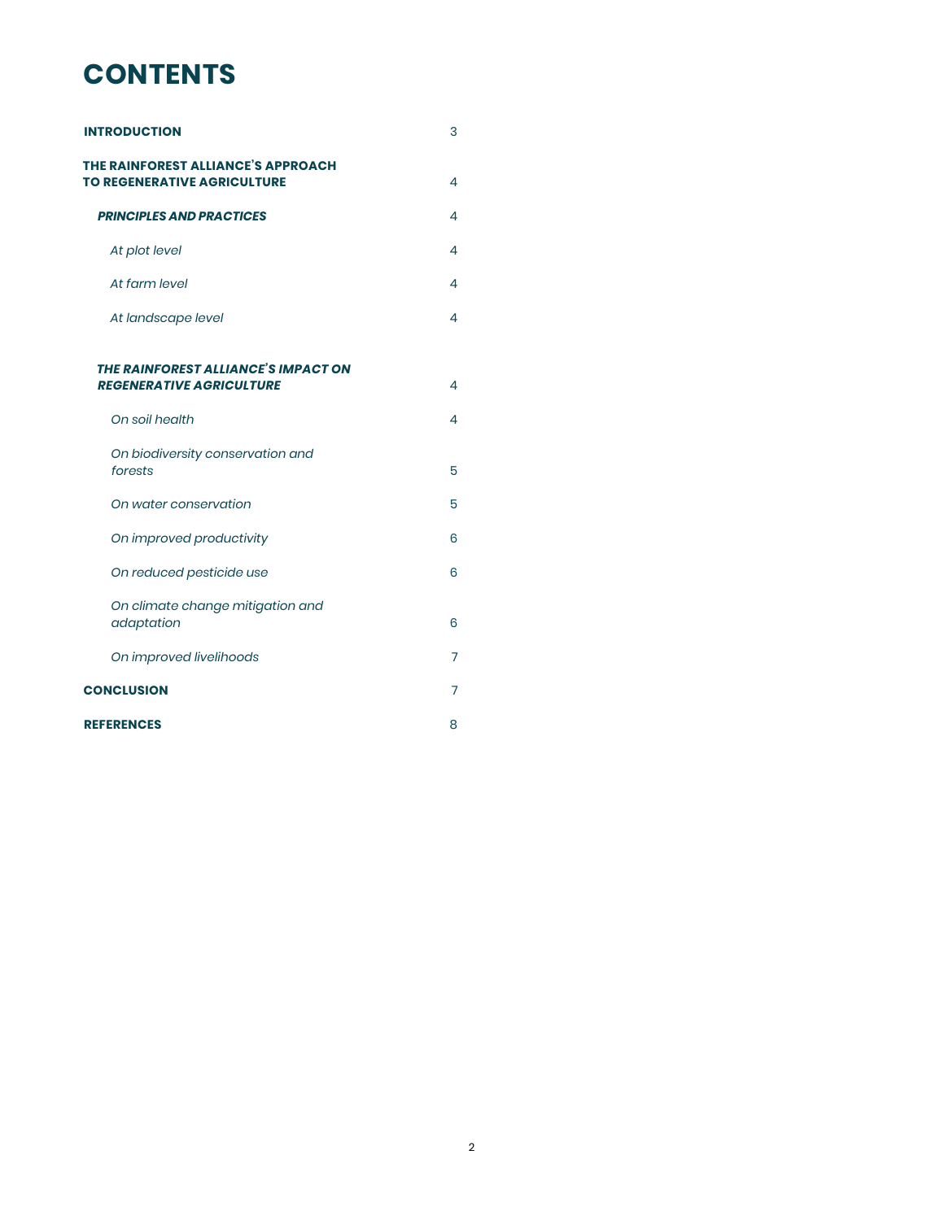# CONTENTS

| | |
|---|---|
| **INTRODUCTION** | 3 |
| **THE RAINFOREST ALLIANCE'S APPROACH TO REGENERATIVE AGRICULTURE** | 4 |
| ***PRINCIPLES AND PRACTICES*** | 4 |
| *At plot level* | 4 |
| *At farm level* | 4 |
| *At landscape level* | 4 |
| ***THE RAINFOREST ALLIANCE'S IMPACT ON REGENERATIVE AGRICULTURE*** | 4 |
| *On soil health* | 4 |
| *On biodiversity conservation and forests* | 5 |
| *On water conservation* | 5 |
| *On improved productivity* | 6 |
| *On reduced pesticide use* | 6 |
| *On climate change mitigation and adaptation* | 6 |
| *On improved livelihoods* | 7 |
| **CONCLUSION** | 7 |
| **REFERENCES** | 8 |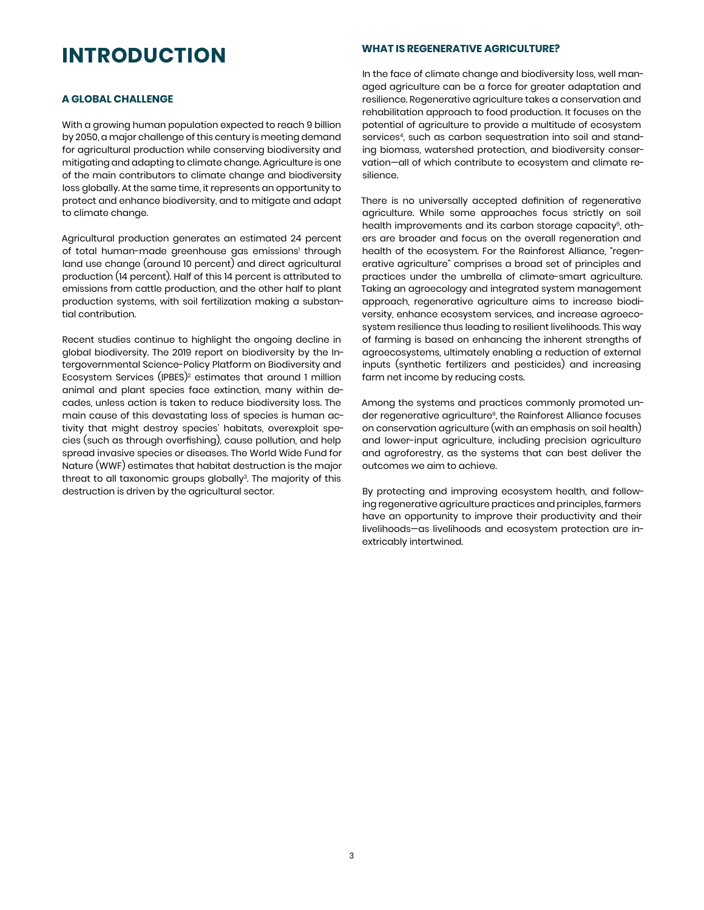# INTRODUCTION

## A GLOBAL CHALLENGE

With a growing human population expected to reach 9 billion by 2050, a major challenge of this century is meeting demand for agricultural production while conserving biodiversity and mitigating and adapting to climate change. Agriculture is one of the main contributors to climate change and biodiversity loss globally. At the same time, it represents an opportunity to protect and enhance biodiversity, and to mitigate and adapt to climate change.

Agricultural production generates an estimated 24 percent of total human-made greenhouse gas emissions[1] through land use change (around 10 percent) and direct agricultural production (14 percent). Half of this 14 percent is attributed to emissions from cattle production, and the other half to plant production systems, with soil fertilization making a substantial contribution.

Recent studies continue to highlight the ongoing decline in global biodiversity. The 2019 report on biodiversity by the Intergovernmental Science-Policy Platform on Biodiversity and Ecosystem Services (IPBES)[2] estimates that around 1 million animal and plant species face extinction, many within decades, unless action is taken to reduce biodiversity loss. The main cause of this devastating loss of species is human activity that might destroy species' habitats, overexploit species (such as through overfishing), cause pollution, and help spread invasive species or diseases. The World Wide Fund for Nature (WWF) estimates that habitat destruction is the major threat to all taxonomic groups globally[3]. The majority of this destruction is driven by the agricultural sector.

## WHAT IS REGENERATIVE AGRICULTURE?

In the face of climate change and biodiversity loss, well managed agriculture can be a force for greater adaptation and resilience. Regenerative agriculture takes a conservation and rehabilitation approach to food production. It focuses on the potential of agriculture to provide a multitude of ecosystem services[4], such as carbon sequestration into soil and standing biomass, watershed protection, and biodiversity conservation—all of which contribute to ecosystem and climate resilience.

There is no universally accepted definition of regenerative agriculture. While some approaches focus strictly on soil health improvements and its carbon storage capacity[5], others are broader and focus on the overall regeneration and health of the ecosystem. For the Rainforest Alliance, "regenerative agriculture" comprises a broad set of principles and practices under the umbrella of climate-smart agriculture. Taking an agroecology and integrated system management approach, regenerative agriculture aims to increase biodiversity, enhance ecosystem services, and increase agroecosystem resilience thus leading to resilient livelihoods. This way of farming is based on enhancing the inherent strengths of agroecosystems, ultimately enabling a reduction of external inputs (synthetic fertilizers and pesticides) and increasing farm net income by reducing costs.

Among the systems and practices commonly promoted under regenerative agriculture[6], the Rainforest Alliance focuses on conservation agriculture (with an emphasis on soil health) and lower-input agriculture, including precision agriculture and agroforestry, as the systems that can best deliver the outcomes we aim to achieve.

By protecting and improving ecosystem health, and following regenerative agriculture practices and principles, farmers have an opportunity to improve their productivity and their livelihoods—as livelihoods and ecosystem protection are inextricably intertwined.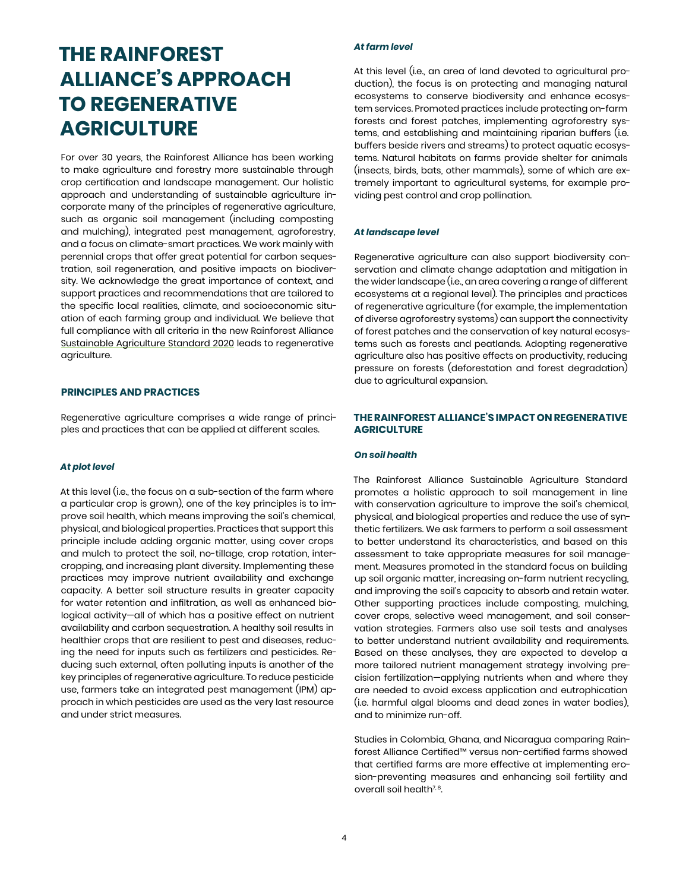# THE RAINFOREST ALLIANCE'S APPROACH TO REGENERATIVE AGRICULTURE

For over 30 years, the Rainforest Alliance has been working to make agriculture and forestry more sustainable through crop certification and landscape management. Our holistic approach and understanding of sustainable agriculture incorporate many of the principles of regenerative agriculture, such as organic soil management (including composting and mulching), integrated pest management, agroforestry, and a focus on climate-smart practices. We work mainly with perennial crops that offer great potential for carbon sequestration, soil regeneration, and positive impacts on biodiversity. We acknowledge the great importance of context, and support practices and recommendations that are tailored to the specific local realities, climate, and socioeconomic situation of each farming group and individual. We believe that full compliance with all criteria in the new Rainforest Alliance Sustainable Agriculture Standard 2020 leads to regenerative agriculture.

## PRINCIPLES AND PRACTICES

Regenerative agriculture comprises a wide range of principles and practices that can be applied at different scales.

### *At plot level*

At this level (i.e., the focus on a sub-section of the farm where a particular crop is grown), one of the key principles is to improve soil health, which means improving the soil's chemical, physical, and biological properties. Practices that support this principle include adding organic matter, using cover crops and mulch to protect the soil, no-tillage, crop rotation, intercropping, and increasing plant diversity. Implementing these practices may improve nutrient availability and exchange capacity. A better soil structure results in greater capacity for water retention and infiltration, as well as enhanced biological activity—all of which has a positive effect on nutrient availability and carbon sequestration. A healthy soil results in healthier crops that are resilient to pest and diseases, reducing the need for inputs such as fertilizers and pesticides. Reducing such external, often polluting inputs is another of the key principles of regenerative agriculture. To reduce pesticide use, farmers take an integrated pest management (IPM) approach in which pesticides are used as the very last resource and under strict measures.

### *At farm level*

At this level (i.e., an area of land devoted to agricultural production), the focus is on protecting and managing natural ecosystems to conserve biodiversity and enhance ecosystem services. Promoted practices include protecting on-farm forests and forest patches, implementing agroforestry systems, and establishing and maintaining riparian buffers (i.e. buffers beside rivers and streams) to protect aquatic ecosystems. Natural habitats on farms provide shelter for animals (insects, birds, bats, other mammals), some of which are extremely important to agricultural systems, for example providing pest control and crop pollination.

### *At landscape level*

Regenerative agriculture can also support biodiversity conservation and climate change adaptation and mitigation in the wider landscape (i.e., an area covering a range of different ecosystems at a regional level). The principles and practices of regenerative agriculture (for example, the implementation of diverse agroforestry systems) can support the connectivity of forest patches and the conservation of key natural ecosystems such as forests and peatlands. Adopting regenerative agriculture also has positive effects on productivity, reducing pressure on forests (deforestation and forest degradation) due to agricultural expansion.

## THE RAINFOREST ALLIANCE'S IMPACT ON REGENERATIVE AGRICULTURE

### *On soil health*

The Rainforest Alliance Sustainable Agriculture Standard promotes a holistic approach to soil management in line with conservation agriculture to improve the soil's chemical, physical, and biological properties and reduce the use of synthetic fertilizers. We ask farmers to perform a soil assessment to better understand its characteristics, and based on this assessment to take appropriate measures for soil management. Measures promoted in the standard focus on building up soil organic matter, increasing on-farm nutrient recycling, and improving the soil's capacity to absorb and retain water. Other supporting practices include composting, mulching, cover crops, selective weed management, and soil conservation strategies. Farmers also use soil tests and analyses to better understand nutrient availability and requirements. Based on these analyses, they are expected to develop a more tailored nutrient management strategy involving precision fertilization—applying nutrients when and where they are needed to avoid excess application and eutrophication (i.e. harmful algal blooms and dead zones in water bodies), and to minimize run-off.

Studies in Colombia, Ghana, and Nicaragua comparing Rainforest Alliance Certified™ versus non-certified farms showed that certified farms are more effective at implementing erosion-preventing measures and enhancing soil fertility and overall soil health[7, 8].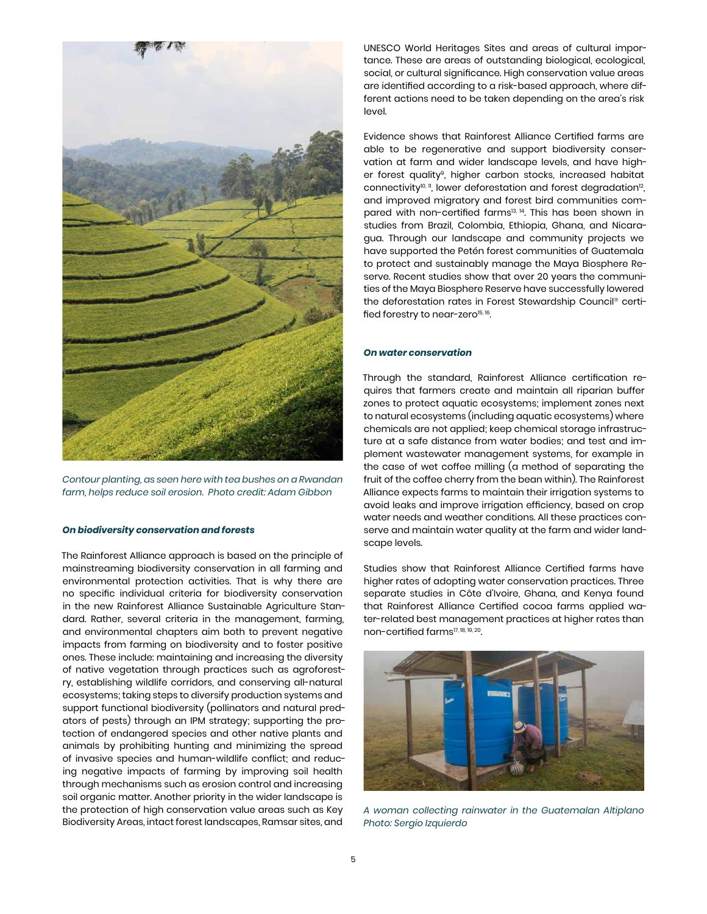*Contour planting, as seen here with tea bushes on a Rwandan farm, helps reduce soil erosion. Photo credit: Adam Gibbon*

***On biodiversity conservation and forests***

The Rainforest Alliance approach is based on the principle of mainstreaming biodiversity conservation in all farming and environmental protection activities. That is why there are no specific individual criteria for biodiversity conservation in the new Rainforest Alliance Sustainable Agriculture Standard. Rather, several criteria in the management, farming, and environmental chapters aim both to prevent negative impacts from farming on biodiversity and to foster positive ones. These include: maintaining and increasing the diversity of native vegetation through practices such as agroforestry, establishing wildlife corridors, and conserving all-natural ecosystems; taking steps to diversify production systems and support functional biodiversity (pollinators and natural predators of pests) through an IPM strategy; supporting the protection of endangered species and other native plants and animals by prohibiting hunting and minimizing the spread of invasive species and human-wildlife conflict; and reducing negative impacts of farming by improving soil health through mechanisms such as erosion control and increasing soil organic matter. Another priority in the wider landscape is the protection of high conservation value areas such as Key Biodiversity Areas, intact forest landscapes, Ramsar sites, and UNESCO World Heritages Sites and areas of cultural importance. These are areas of outstanding biological, ecological, social, or cultural significance. High conservation value areas are identified according to a risk-based approach, where different actions need to be taken depending on the area's risk level.

Evidence shows that Rainforest Alliance Certified farms are able to be regenerative and support biodiversity conservation at farm and wider landscape levels, and have higher forest quality[9], higher carbon stocks, increased habitat connectivity[10, 11], lower deforestation and forest degradation[12], and improved migratory and forest bird communities compared with non-certified farms[13, 14]. This has been shown in studies from Brazil, Colombia, Ethiopia, Ghana, and Nicaragua. Through our landscape and community projects we have supported the Petén forest communities of Guatemala to protect and sustainably manage the Maya Biosphere Reserve. Recent studies show that over 20 years the communities of the Maya Biosphere Reserve have successfully lowered the deforestation rates in Forest Stewardship Council® certified forestry to near-zero[15, 16].

***On water conservation***

Through the standard, Rainforest Alliance certification requires that farmers create and maintain all riparian buffer zones to protect aquatic ecosystems; implement zones next to natural ecosystems (including aquatic ecosystems) where chemicals are not applied; keep chemical storage infrastructure at a safe distance from water bodies; and test and implement wastewater management systems, for example in the case of wet coffee milling (a method of separating the fruit of the coffee cherry from the bean within). The Rainforest Alliance expects farms to maintain their irrigation systems to avoid leaks and improve irrigation efficiency, based on crop water needs and weather conditions. All these practices conserve and maintain water quality at the farm and wider landscape levels.

Studies show that Rainforest Alliance Certified farms have higher rates of adopting water conservation practices. Three separate studies in Côte d'Ivoire, Ghana, and Kenya found that Rainforest Alliance Certified cocoa farms applied water-related best management practices at higher rates than non-certified farms[17, 18, 19, 20].

*A woman collecting rainwater in the Guatemalan Altiplano Photo: Sergio Izquierdo*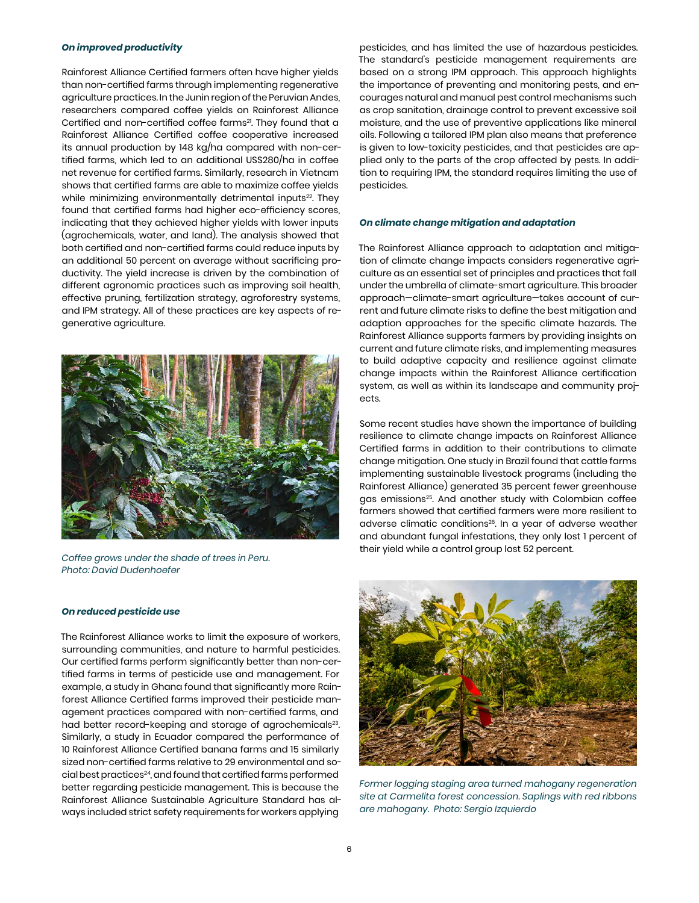***On improved productivity***

Rainforest Alliance Certified farmers often have higher yields than non-certified farms through implementing regenerative agriculture practices. In the Junin region of the Peruvian Andes, researchers compared coffee yields on Rainforest Alliance Certified and non-certified coffee farms[21]. They found that a Rainforest Alliance Certified coffee cooperative increased its annual production by 148 kg/ha compared with non-certified farms, which led to an additional US$280/ha in coffee net revenue for certified farms. Similarly, research in Vietnam shows that certified farms are able to maximize coffee yields while minimizing environmentally detrimental inputs[22]. They found that certified farms had higher eco-efficiency scores, indicating that they achieved higher yields with lower inputs (agrochemicals, water, and land). The analysis showed that both certified and non-certified farms could reduce inputs by an additional 50 percent on average without sacrificing productivity. The yield increase is driven by the combination of different agronomic practices such as improving soil health, effective pruning, fertilization strategy, agroforestry systems, and IPM strategy. All of these practices are key aspects of regenerative agriculture.

*Coffee grows under the shade of trees in Peru. Photo: David Dudenhoefer*

***On reduced pesticide use***

The Rainforest Alliance works to limit the exposure of workers, surrounding communities, and nature to harmful pesticides. Our certified farms perform significantly better than non-certified farms in terms of pesticide use and management. For example, a study in Ghana found that significantly more Rainforest Alliance Certified farms improved their pesticide management practices compared with non-certified farms, and had better record-keeping and storage of agrochemicals[23]. Similarly, a study in Ecuador compared the performance of 10 Rainforest Alliance Certified banana farms and 15 similarly sized non-certified farms relative to 29 environmental and social best practices[24], and found that certified farms performed better regarding pesticide management. This is because the Rainforest Alliance Sustainable Agriculture Standard has always included strict safety requirements for workers applying pesticides, and has limited the use of hazardous pesticides. The standard's pesticide management requirements are based on a strong IPM approach. This approach highlights the importance of preventing and monitoring pests, and encourages natural and manual pest control mechanisms such as crop sanitation, drainage control to prevent excessive soil moisture, and the use of preventive applications like mineral oils. Following a tailored IPM plan also means that preference is given to low-toxicity pesticides, and that pesticides are applied only to the parts of the crop affected by pests. In addition to requiring IPM, the standard requires limiting the use of pesticides.

***On climate change mitigation and adaptation***

The Rainforest Alliance approach to adaptation and mitigation of climate change impacts considers regenerative agriculture as an essential set of principles and practices that fall under the umbrella of climate-smart agriculture. This broader approach—climate-smart agriculture—takes account of current and future climate risks to define the best mitigation and adaption approaches for the specific climate hazards. The Rainforest Alliance supports farmers by providing insights on current and future climate risks, and implementing measures to build adaptive capacity and resilience against climate change impacts within the Rainforest Alliance certification system, as well as within its landscape and community projects.

Some recent studies have shown the importance of building resilience to climate change impacts on Rainforest Alliance Certified farms in addition to their contributions to climate change mitigation. One study in Brazil found that cattle farms implementing sustainable livestock programs (including the Rainforest Alliance) generated 35 percent fewer greenhouse gas emissions[25]. And another study with Colombian coffee farmers showed that certified farmers were more resilient to adverse climatic conditions[26]. In a year of adverse weather and abundant fungal infestations, they only lost 1 percent of their yield while a control group lost 52 percent.

*Former logging staging area turned mahogany regeneration site at Carmelita forest concession. Saplings with red ribbons are mahogany. Photo: Sergio Izquierdo*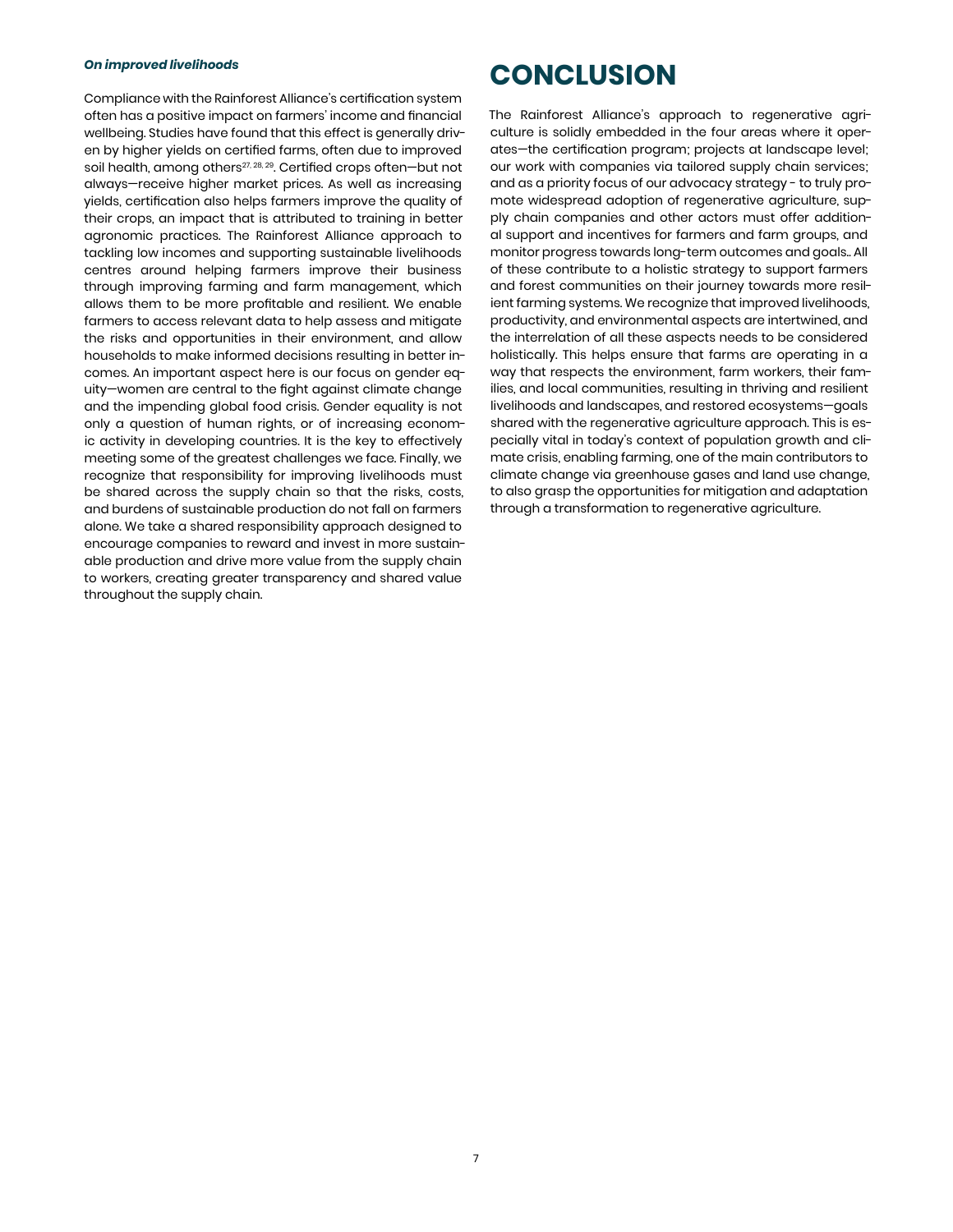***On improved livelihoods***

Compliance with the Rainforest Alliance's certification system often has a positive impact on farmers' income and financial wellbeing. Studies have found that this effect is generally driven by higher yields on certified farms, often due to improved soil health, among others[27, 28, 29]. Certified crops often—but not always—receive higher market prices. As well as increasing yields, certification also helps farmers improve the quality of their crops, an impact that is attributed to training in better agronomic practices. The Rainforest Alliance approach to tackling low incomes and supporting sustainable livelihoods centres around helping farmers improve their business through improving farming and farm management, which allows them to be more profitable and resilient. We enable farmers to access relevant data to help assess and mitigate the risks and opportunities in their environment, and allow households to make informed decisions resulting in better incomes. An important aspect here is our focus on gender equity—women are central to the fight against climate change and the impending global food crisis. Gender equality is not only a question of human rights, or of increasing economic activity in developing countries. It is the key to effectively meeting some of the greatest challenges we face. Finally, we recognize that responsibility for improving livelihoods must be shared across the supply chain so that the risks, costs, and burdens of sustainable production do not fall on farmers alone. We take a shared responsibility approach designed to encourage companies to reward and invest in more sustainable production and drive more value from the supply chain to workers, creating greater transparency and shared value throughout the supply chain.

# CONCLUSION

The Rainforest Alliance's approach to regenerative agriculture is solidly embedded in the four areas where it operates—the certification program; projects at landscape level; our work with companies via tailored supply chain services; and as a priority focus of our advocacy strategy - to truly promote widespread adoption of regenerative agriculture, supply chain companies and other actors must offer additional support and incentives for farmers and farm groups, and monitor progress towards long-term outcomes and goals.. All of these contribute to a holistic strategy to support farmers and forest communities on their journey towards more resilient farming systems. We recognize that improved livelihoods, productivity, and environmental aspects are intertwined, and the interrelation of all these aspects needs to be considered holistically. This helps ensure that farms are operating in a way that respects the environment, farm workers, their families, and local communities, resulting in thriving and resilient livelihoods and landscapes, and restored ecosystems—goals shared with the regenerative agriculture approach. This is especially vital in today's context of population growth and climate crisis, enabling farming, one of the main contributors to climate change via greenhouse gases and land use change, to also grasp the opportunities for mitigation and adaptation through a transformation to regenerative agriculture.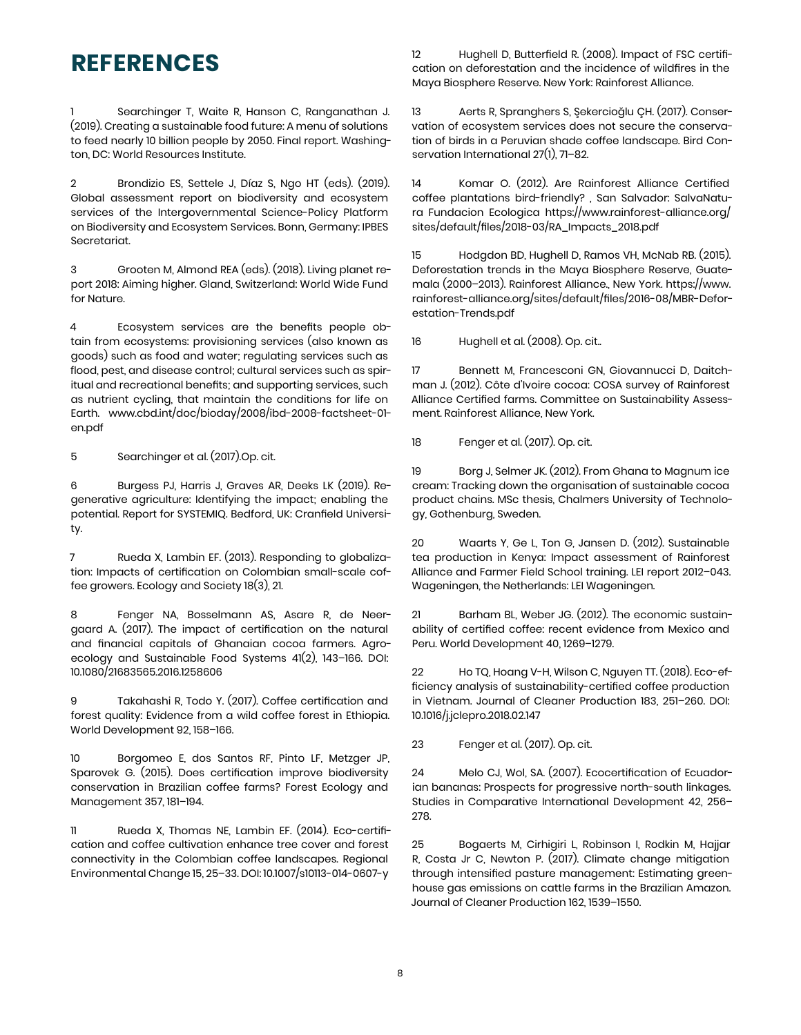# REFERENCES

1 Searchinger T, Waite R, Hanson C, Ranganathan J. (2019). Creating a sustainable food future: A menu of solutions to feed nearly 10 billion people by 2050. Final report. Washington, DC: World Resources Institute.

2 Brondizio ES, Settele J, Díaz S, Ngo HT (eds). (2019). Global assessment report on biodiversity and ecosystem services of the Intergovernmental Science-Policy Platform on Biodiversity and Ecosystem Services. Bonn, Germany: IPBES Secretariat.

3 Grooten M, Almond REA (eds). (2018). Living planet report 2018: Aiming higher. Gland, Switzerland: World Wide Fund for Nature.

4 Ecosystem services are the benefits people obtain from ecosystems: provisioning services (also known as goods) such as food and water; regulating services such as flood, pest, and disease control; cultural services such as spiritual and recreational benefits; and supporting services, such as nutrient cycling, that maintain the conditions for life on Earth. www.cbd.int/doc/bioday/2008/ibd-2008-factsheet-01-en.pdf

5 Searchinger et al. (2017).Op. cit.

6 Burgess PJ, Harris J, Graves AR, Deeks LK (2019). Regenerative agriculture: Identifying the impact; enabling the potential. Report for SYSTEMIQ. Bedford, UK: Cranfield University.

7 Rueda X, Lambin EF. (2013). Responding to globalization: Impacts of certification on Colombian small-scale coffee growers. Ecology and Society 18(3), 21.

8 Fenger NA, Bosselmann AS, Asare R, de Neergaard A. (2017). The impact of certification on the natural and financial capitals of Ghanaian cocoa farmers. Agroecology and Sustainable Food Systems 41(2), 143–166. DOI: 10.1080/21683565.2016.1258606

9 Takahashi R, Todo Y. (2017). Coffee certification and forest quality: Evidence from a wild coffee forest in Ethiopia. World Development 92, 158–166.

10 Borgomeo E, dos Santos RF, Pinto LF, Metzger JP, Sparovek G. (2015). Does certification improve biodiversity conservation in Brazilian coffee farms? Forest Ecology and Management 357, 181–194.

11 Rueda X, Thomas NE, Lambin EF. (2014). Eco-certification and coffee cultivation enhance tree cover and forest connectivity in the Colombian coffee landscapes. Regional Environmental Change 15, 25–33. DOI: 10.1007/s10113-014-0607-y

12 Hughell D, Butterfield R. (2008). Impact of FSC certification on deforestation and the incidence of wildfires in the Maya Biosphere Reserve. New York: Rainforest Alliance.

13 Aerts R, Spranghers S, Şekercioğlu ÇH. (2017). Conservation of ecosystem services does not secure the conservation of birds in a Peruvian shade coffee landscape. Bird Conservation International 27(1), 71–82.

14 Komar O. (2012). Are Rainforest Alliance Certified coffee plantations bird-friendly? , San Salvador: SalvaNatura Fundacion Ecologica https://www.rainforest-alliance.org/sites/default/files/2018-03/RA_Impacts_2018.pdf

15 Hodgdon BD, Hughell D, Ramos VH, McNab RB. (2015). Deforestation trends in the Maya Biosphere Reserve, Guatemala (2000–2013). Rainforest Alliance., New York. https://www.rainforest-alliance.org/sites/default/files/2016-08/MBR-Deforestation-Trends.pdf

16 Hughell et al. (2008). Op. cit..

17 Bennett M, Francesconi GN, Giovannucci D, Daitchman J. (2012). Côte d'Ivoire cocoa: COSA survey of Rainforest Alliance Certified farms. Committee on Sustainability Assessment. Rainforest Alliance, New York.

18 Fenger et al. (2017). Op. cit.

19 Borg J, Selmer JK. (2012). From Ghana to Magnum ice cream: Tracking down the organisation of sustainable cocoa product chains. MSc thesis, Chalmers University of Technology, Gothenburg, Sweden.

20 Waarts Y, Ge L, Ton G, Jansen D. (2012). Sustainable tea production in Kenya: Impact assessment of Rainforest Alliance and Farmer Field School training. LEI report 2012–043. Wageningen, the Netherlands: LEI Wageningen.

21 Barham BL, Weber JG. (2012). The economic sustainability of certified coffee: recent evidence from Mexico and Peru. World Development 40, 1269–1279.

22 Ho TQ, Hoang V-H, Wilson C, Nguyen TT. (2018). Eco-efficiency analysis of sustainability-certified coffee production in Vietnam. Journal of Cleaner Production 183, 251–260. DOI: 10.1016/j.jclepro.2018.02.147

23 Fenger et al. (2017). Op. cit.

24 Melo CJ, Wol, SA. (2007). Ecocertification of Ecuadorian bananas: Prospects for progressive north-south linkages. Studies in Comparative International Development 42, 256–278.

25 Bogaerts M, Cirhigiri L, Robinson I, Rodkin M, Hajjar R, Costa Jr C, Newton P. (2017). Climate change mitigation through intensified pasture management: Estimating greenhouse gas emissions on cattle farms in the Brazilian Amazon. Journal of Cleaner Production 162, 1539–1550.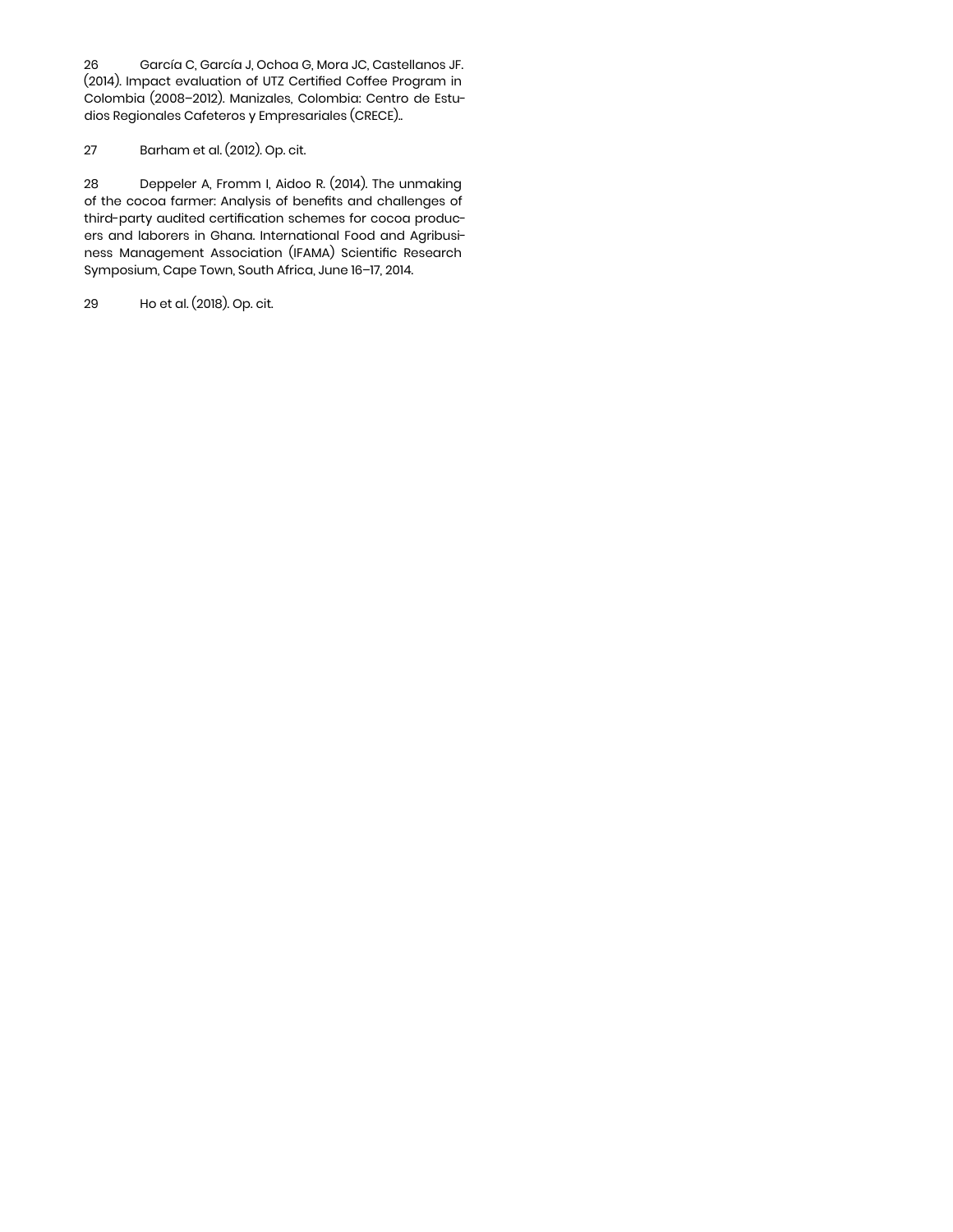26 García C, García J, Ochoa G, Mora JC, Castellanos JF. (2014). Impact evaluation of UTZ Certified Coffee Program in Colombia (2008–2012). Manizales, Colombia: Centro de Estudios Regionales Cafeteros y Empresariales (CRECE)..

27 Barham et al. (2012). Op. cit.

28 Deppeler A, Fromm I, Aidoo R. (2014). The unmaking of the cocoa farmer: Analysis of benefits and challenges of third-party audited certification schemes for cocoa producers and laborers in Ghana. International Food and Agribusiness Management Association (IFAMA) Scientific Research Symposium, Cape Town, South Africa, June 16–17, 2014.

29 Ho et al. (2018). Op. cit.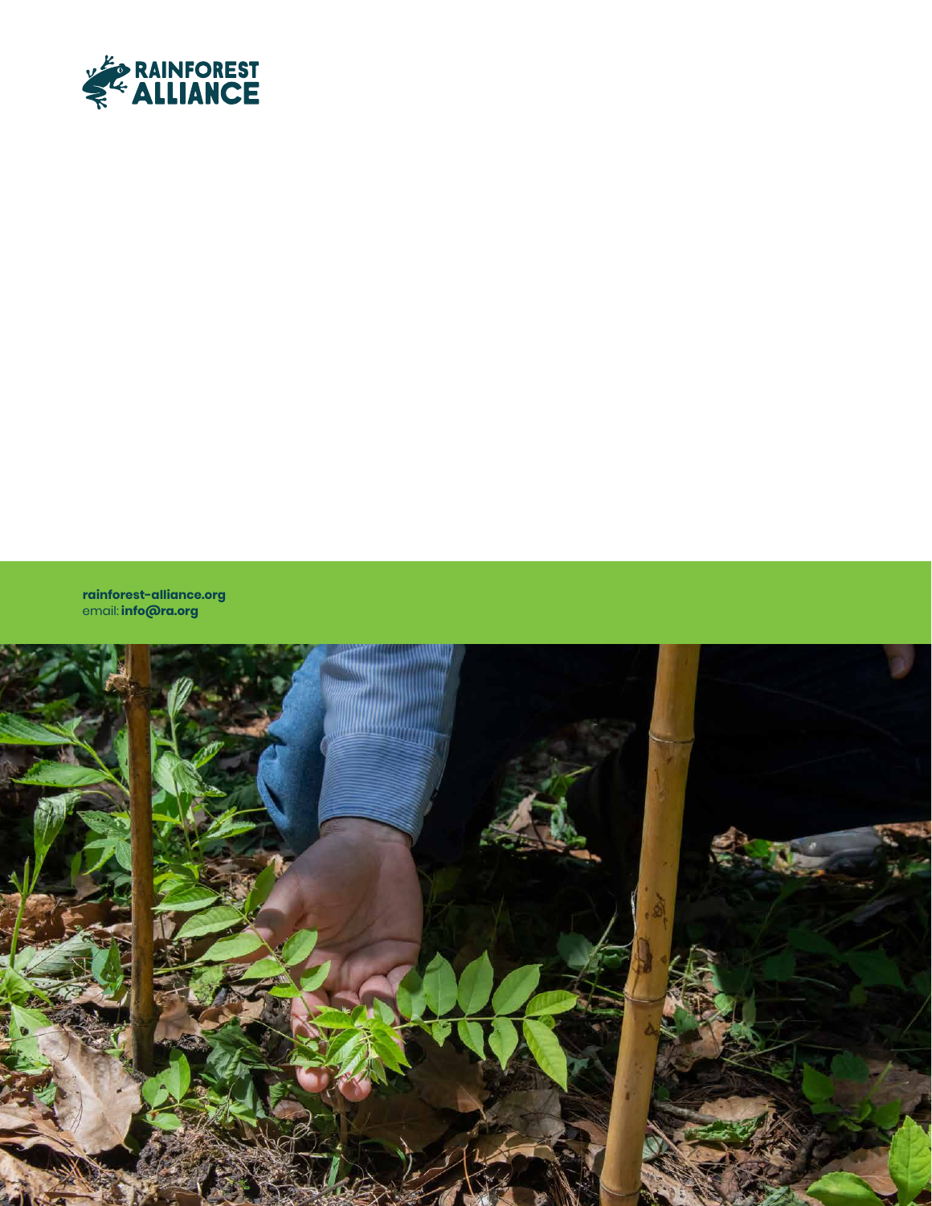**rainforest-alliance.org**
email: **info@ra.org**